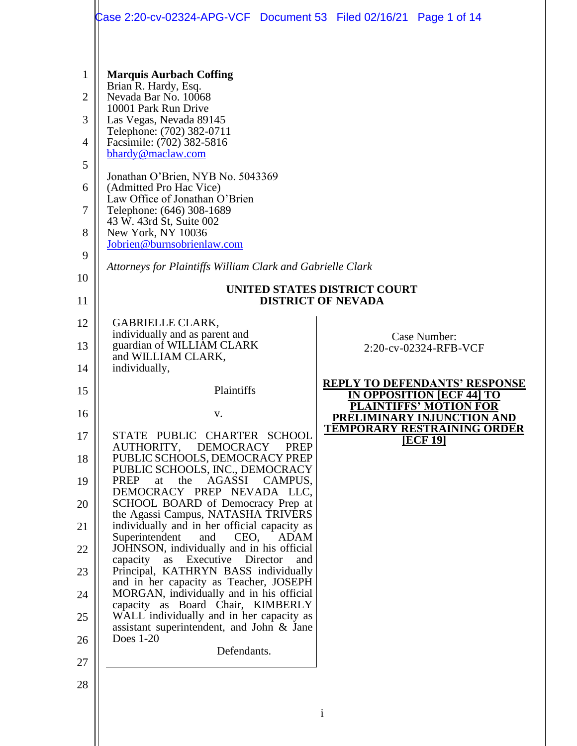**Marquis Aurbach Coffing**
Brian R. Hardy, Esq.
Nevada Bar No. 10068
10001 Park Run Drive
Las Vegas, Nevada 89145
Telephone: (702) 382-0711
Facsimile: (702) 382-5816
bhardy@maclaw.com

Jonathan O'Brien, NYB No. 5043369
(Admitted Pro Hac Vice)
Law Office of Jonathan O'Brien
Telephone: (646) 308-1689
43 W. 43rd St, Suite 002
New York, NY 10036
Jobrien@burnsobrienlaw.com

*Attorneys for Plaintiffs William Clark and Gabrielle Clark*

**UNITED STATES DISTRICT COURT**
**DISTRICT OF NEVADA**

GABRIELLE CLARK, individually and as parent and guardian of WILLIAM CLARK and WILLIAM CLARK, individually,

Plaintiffs

v.

STATE PUBLIC CHARTER SCHOOL AUTHORITY, DEMOCRACY PREP PUBLIC SCHOOLS, DEMOCRACY PREP PUBLIC SCHOOLS, INC., DEMOCRACY PREP at the AGASSI CAMPUS, DEMOCRACY PREP NEVADA LLC, SCHOOL BOARD of Democracy Prep at the Agassi Campus, NATASHA TRIVERS individually and in her official capacity as Superintendent and CEO, ADAM JOHNSON, individually and in his official capacity as Executive Director and Principal, KATHRYN BASS individually and in her capacity as Teacher, JOSEPH MORGAN, individually and in his official capacity as Board Chair, KIMBERLY WALL individually and in her capacity as assistant superintendent, and John & Jane Does 1-20

Defendants.

Case Number:
2:20-cv-02324-RFB-VCF

**REPLY TO DEFENDANTS' RESPONSE IN OPPOSITION [ECF 44] TO PLAINTIFFS' MOTION FOR PRELIMINARY INJUNCTION AND TEMPORARY RESTRAINING ORDER [ECF 19]**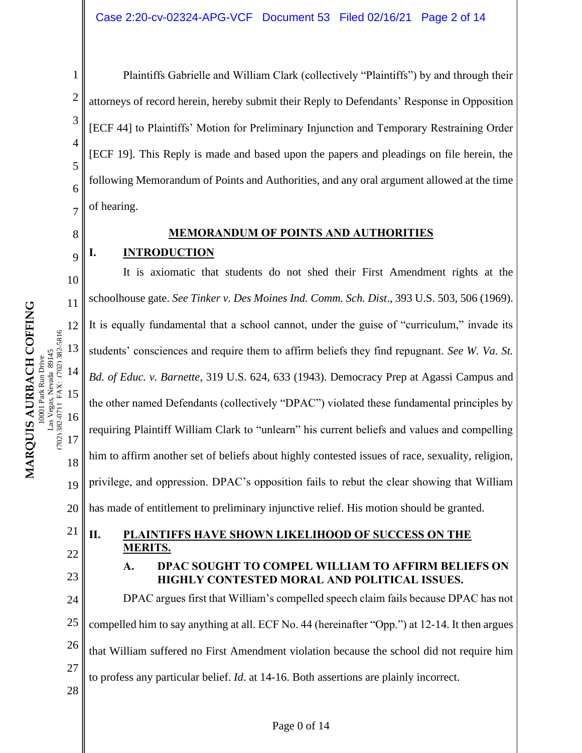Plaintiffs Gabrielle and William Clark (collectively "Plaintiffs") by and through their attorneys of record herein, hereby submit their Reply to Defendants' Response in Opposition [ECF 44] to Plaintiffs' Motion for Preliminary Injunction and Temporary Restraining Order [ECF 19]. This Reply is made and based upon the papers and pleadings on file herein, the following Memorandum of Points and Authorities, and any oral argument allowed at the time of hearing.

## MEMORANDUM OF POINTS AND AUTHORITIES

### I. INTRODUCTION

It is axiomatic that students do not shed their First Amendment rights at the schoolhouse gate. *See Tinker v. Des Moines Ind. Comm. Sch. Dist*., 393 U.S. 503, 506 (1969). It is equally fundamental that a school cannot, under the guise of "curriculum," invade its students' consciences and require them to affirm beliefs they find repugnant. *See W. Va. St. Bd. of Educ. v. Barnette*, 319 U.S. 624, 633 (1943). Democracy Prep at Agassi Campus and the other named Defendants (collectively "DPAC") violated these fundamental principles by requiring Plaintiff William Clark to "unlearn" his current beliefs and values and compelling him to affirm another set of beliefs about highly contested issues of race, sexuality, religion, privilege, and oppression. DPAC's opposition fails to rebut the clear showing that William has made of entitlement to preliminary injunctive relief. His motion should be granted.

### II. PLAINTIFFS HAVE SHOWN LIKELIHOOD OF SUCCESS ON THE MERITS.

#### A. DPAC SOUGHT TO COMPEL WILLIAM TO AFFIRM BELIEFS ON HIGHLY CONTESTED MORAL AND POLITICAL ISSUES.

DPAC argues first that William's compelled speech claim fails because DPAC has not compelled him to say anything at all. ECF No. 44 (hereinafter "Opp.") at 12-14. It then argues that William suffered no First Amendment violation because the school did not require him to profess any particular belief. *Id*. at 14-16. Both assertions are plainly incorrect.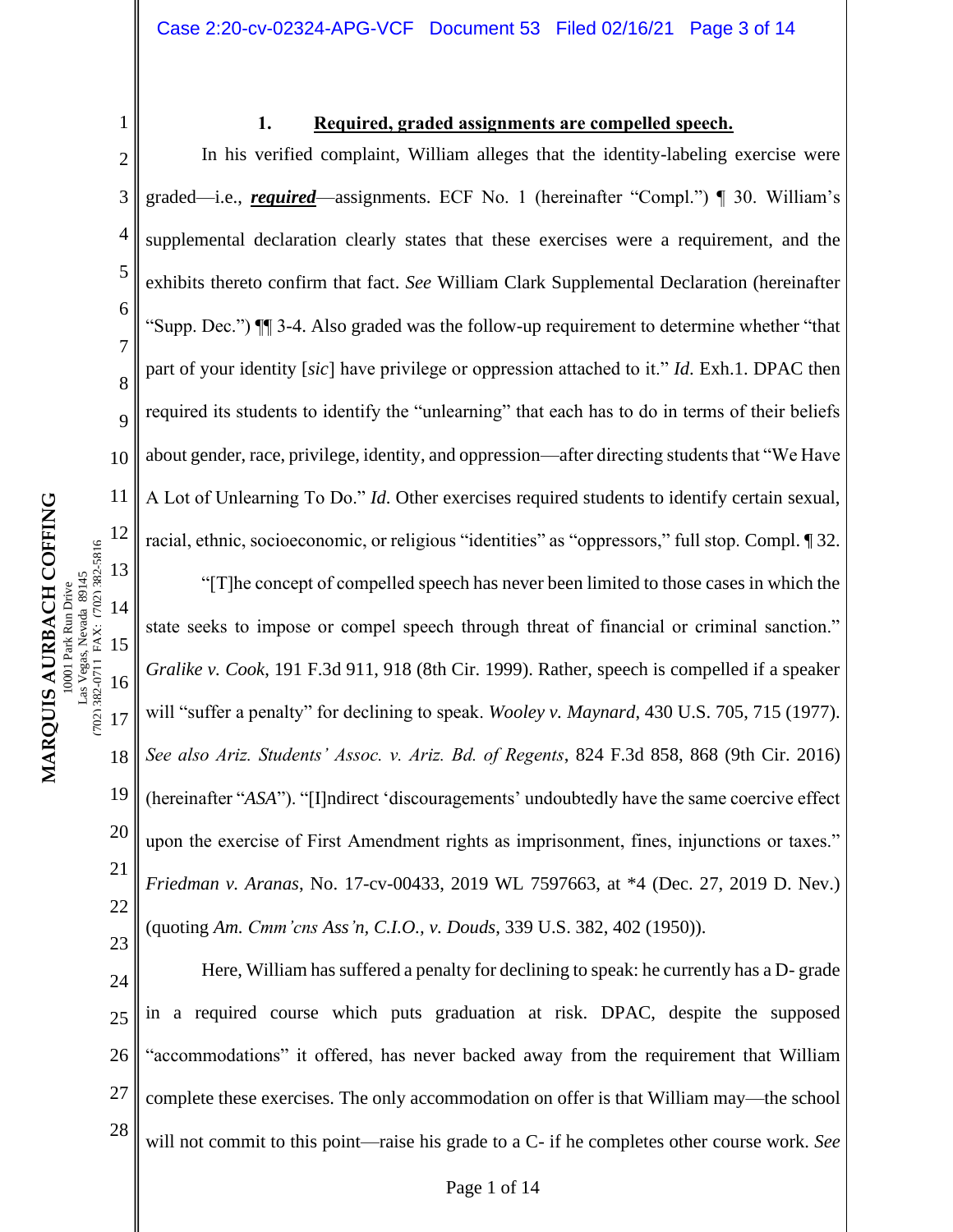### 1. **Required, graded assignments are compelled speech.**

In his verified complaint, William alleges that the identity-labeling exercise were graded—i.e., ***required***—assignments. ECF No. 1 (hereinafter "Compl.") ¶ 30. William's supplemental declaration clearly states that these exercises were a requirement, and the exhibits thereto confirm that fact. *See* William Clark Supplemental Declaration (hereinafter "Supp. Dec.") ¶¶ 3-4. Also graded was the follow-up requirement to determine whether "that part of your identity [*sic*] have privilege or oppression attached to it." *Id*. Exh.1. DPAC then required its students to identify the "unlearning" that each has to do in terms of their beliefs about gender, race, privilege, identity, and oppression—after directing students that "We Have A Lot of Unlearning To Do." *Id*. Other exercises required students to identify certain sexual, racial, ethnic, socioeconomic, or religious "identities" as "oppressors," full stop. Compl. ¶ 32.

"[T]he concept of compelled speech has never been limited to those cases in which the state seeks to impose or compel speech through threat of financial or criminal sanction." *Gralike v. Cook*, 191 F.3d 911, 918 (8th Cir. 1999). Rather, speech is compelled if a speaker will "suffer a penalty" for declining to speak. *Wooley v. Maynard*, 430 U.S. 705, 715 (1977). *See also Ariz. Students' Assoc. v. Ariz. Bd. of Regents*, 824 F.3d 858, 868 (9th Cir. 2016) (hereinafter "*ASA*"). "[I]ndirect 'discouragements' undoubtedly have the same coercive effect upon the exercise of First Amendment rights as imprisonment, fines, injunctions or taxes." *Friedman v. Aranas*, No. 17-cv-00433, 2019 WL 7597663, at *4 (Dec. 27, 2019 D. Nev.) (quoting *Am. Cmm'cns Ass'n, C.I.O., v. Douds*, 339 U.S. 382, 402 (1950)).

Here, William has suffered a penalty for declining to speak: he currently has a D- grade in a required course which puts graduation at risk. DPAC, despite the supposed "accommodations" it offered, has never backed away from the requirement that William complete these exercises. The only accommodation on offer is that William may—the school will not commit to this point—raise his grade to a C- if he completes other course work. *See*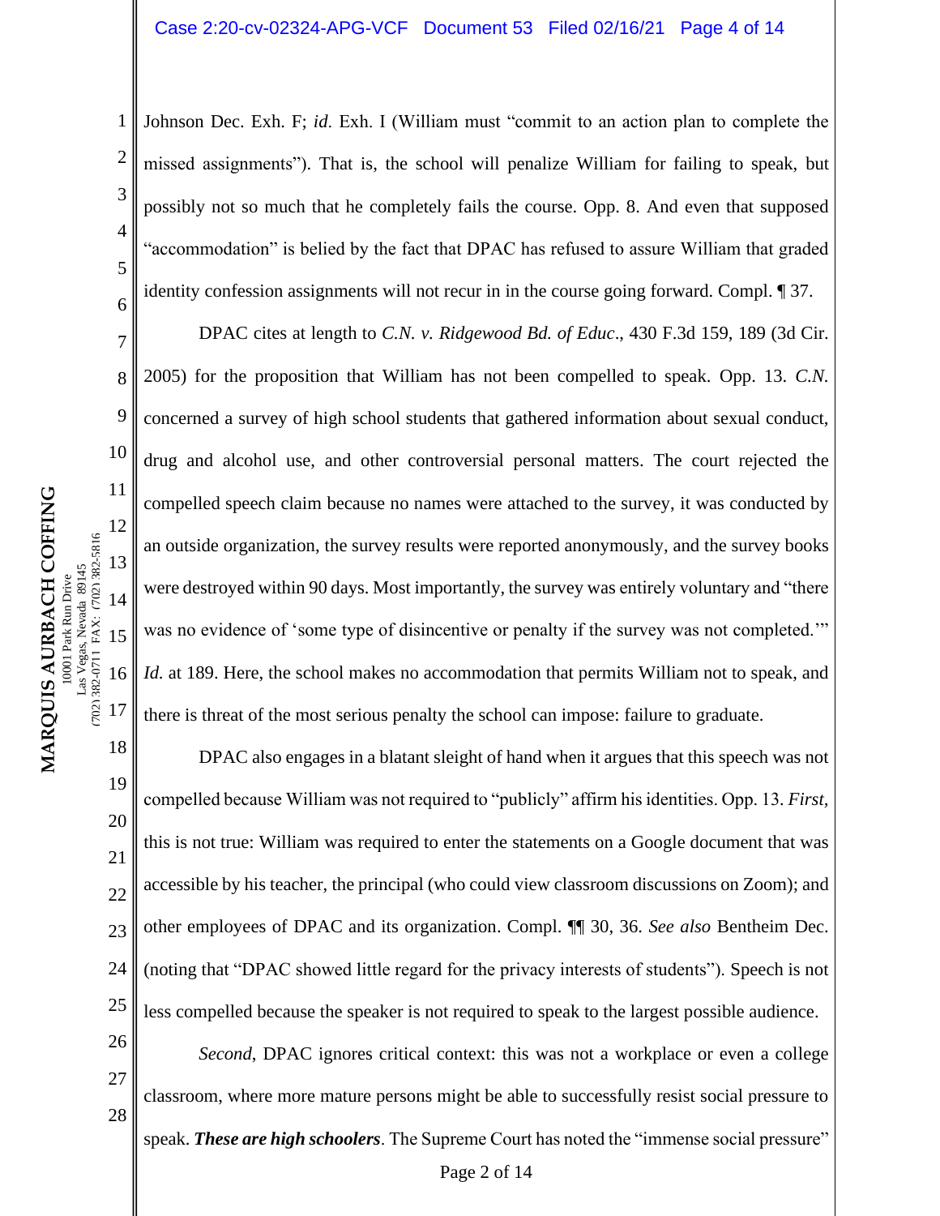Johnson Dec. Exh. F; *id*. Exh. I (William must "commit to an action plan to complete the missed assignments"). That is, the school will penalize William for failing to speak, but possibly not so much that he completely fails the course. Opp. 8. And even that supposed "accommodation" is belied by the fact that DPAC has refused to assure William that graded identity confession assignments will not recur in in the course going forward. Compl. ¶ 37.

DPAC cites at length to *C.N. v. Ridgewood Bd. of Educ*., 430 F.3d 159, 189 (3d Cir. 2005) for the proposition that William has not been compelled to speak. Opp. 13. *C.N.* concerned a survey of high school students that gathered information about sexual conduct, drug and alcohol use, and other controversial personal matters. The court rejected the compelled speech claim because no names were attached to the survey, it was conducted by an outside organization, the survey results were reported anonymously, and the survey books were destroyed within 90 days. Most importantly, the survey was entirely voluntary and "there was no evidence of 'some type of disincentive or penalty if the survey was not completed.'" *Id.* at 189. Here, the school makes no accommodation that permits William not to speak, and there is threat of the most serious penalty the school can impose: failure to graduate.

DPAC also engages in a blatant sleight of hand when it argues that this speech was not compelled because William was not required to "publicly" affirm his identities. Opp. 13. *First*, this is not true: William was required to enter the statements on a Google document that was accessible by his teacher, the principal (who could view classroom discussions on Zoom); and other employees of DPAC and its organization. Compl. ¶¶ 30, 36. *See also* Bentheim Dec. (noting that "DPAC showed little regard for the privacy interests of students"). Speech is not less compelled because the speaker is not required to speak to the largest possible audience.

*Second*, DPAC ignores critical context: this was not a workplace or even a college classroom, where more mature persons might be able to successfully resist social pressure to speak. ***These are high schoolers***. The Supreme Court has noted the "immense social pressure"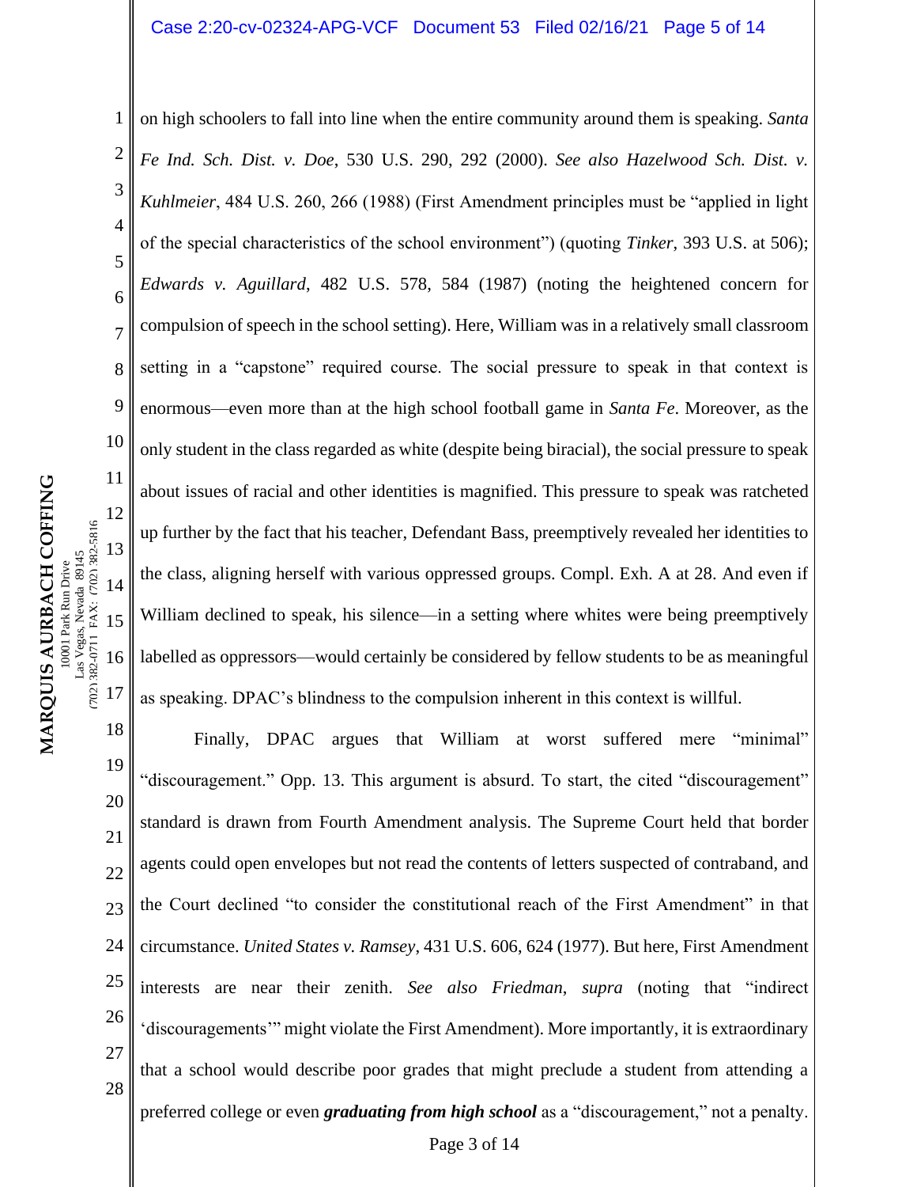on high schoolers to fall into line when the entire community around them is speaking. *Santa Fe Ind. Sch. Dist. v. Doe*, 530 U.S. 290, 292 (2000). *See also Hazelwood Sch. Dist. v. Kuhlmeier*, 484 U.S. 260, 266 (1988) (First Amendment principles must be "applied in light of the special characteristics of the school environment") (quoting *Tinker*, 393 U.S. at 506); *Edwards v. Aguillard*, 482 U.S. 578, 584 (1987) (noting the heightened concern for compulsion of speech in the school setting). Here, William was in a relatively small classroom setting in a "capstone" required course. The social pressure to speak in that context is enormous—even more than at the high school football game in *Santa Fe*. Moreover, as the only student in the class regarded as white (despite being biracial), the social pressure to speak about issues of racial and other identities is magnified. This pressure to speak was ratcheted up further by the fact that his teacher, Defendant Bass, preemptively revealed her identities to the class, aligning herself with various oppressed groups. Compl. Exh. A at 28. And even if William declined to speak, his silence—in a setting where whites were being preemptively labelled as oppressors—would certainly be considered by fellow students to be as meaningful as speaking. DPAC's blindness to the compulsion inherent in this context is willful.

Finally, DPAC argues that William at worst suffered mere "minimal" "discouragement." Opp. 13. This argument is absurd. To start, the cited "discouragement" standard is drawn from Fourth Amendment analysis. The Supreme Court held that border agents could open envelopes but not read the contents of letters suspected of contraband, and the Court declined "to consider the constitutional reach of the First Amendment" in that circumstance. *United States v. Ramsey*, 431 U.S. 606, 624 (1977). But here, First Amendment interests are near their zenith. *See also Friedman*, *supra* (noting that "indirect 'discouragements'" might violate the First Amendment). More importantly, it is extraordinary that a school would describe poor grades that might preclude a student from attending a preferred college or even ***graduating from high school*** as a "discouragement," not a penalty.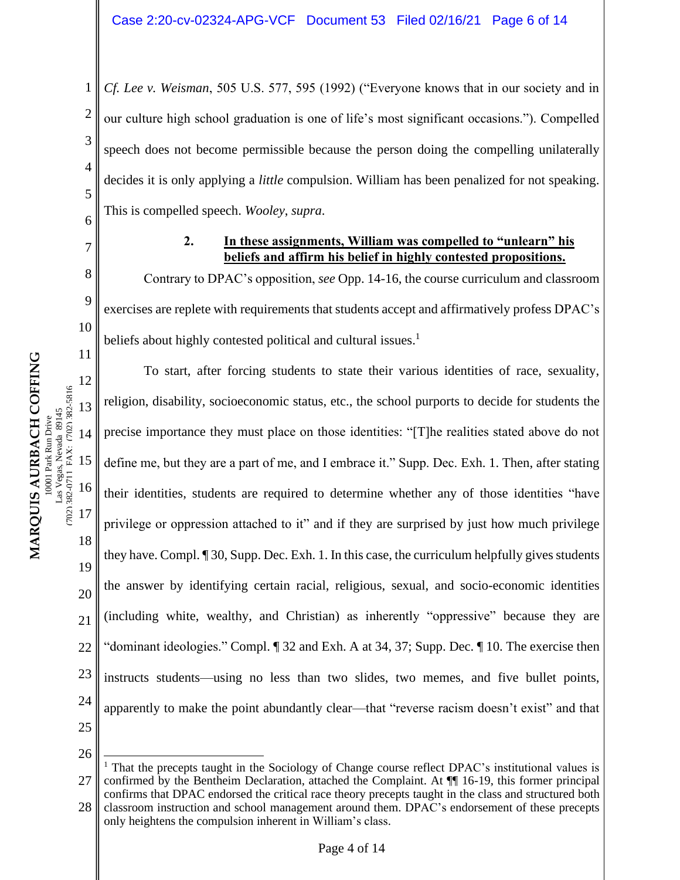*Cf. Lee v. Weisman*, 505 U.S. 577, 595 (1992) ("Everyone knows that in our society and in our culture high school graduation is one of life's most significant occasions."). Compelled speech does not become permissible because the person doing the compelling unilaterally decides it is only applying a *little* compulsion. William has been penalized for not speaking. This is compelled speech. *Wooley*, *supra*.

**2. In these assignments, William was compelled to "unlearn" his beliefs and affirm his belief in highly contested propositions.**

Contrary to DPAC's opposition, *see* Opp. 14-16, the course curriculum and classroom exercises are replete with requirements that students accept and affirmatively profess DPAC's beliefs about highly contested political and cultural issues.[1]

To start, after forcing students to state their various identities of race, sexuality, religion, disability, socioeconomic status, etc., the school purports to decide for students the precise importance they must place on those identities: "[T]he realities stated above do not define me, but they are a part of me, and I embrace it." Supp. Dec. Exh. 1. Then, after stating their identities, students are required to determine whether any of those identities "have privilege or oppression attached to it" and if they are surprised by just how much privilege they have. Compl. ¶ 30, Supp. Dec. Exh. 1. In this case, the curriculum helpfully gives students the answer by identifying certain racial, religious, sexual, and socio-economic identities (including white, wealthy, and Christian) as inherently "oppressive" because they are "dominant ideologies." Compl. ¶ 32 and Exh. A at 34, 37; Supp. Dec. ¶ 10. The exercise then instructs students—using no less than two slides, two memes, and five bullet points, apparently to make the point abundantly clear—that "reverse racism doesn't exist" and that

---

[1] That the precepts taught in the Sociology of Change course reflect DPAC's institutional values is confirmed by the Bentheim Declaration, attached the Complaint. At ¶¶ 16-19, this former principal confirms that DPAC endorsed the critical race theory precepts taught in the class and structured both classroom instruction and school management around them. DPAC's endorsement of these precepts only heightens the compulsion inherent in William's class.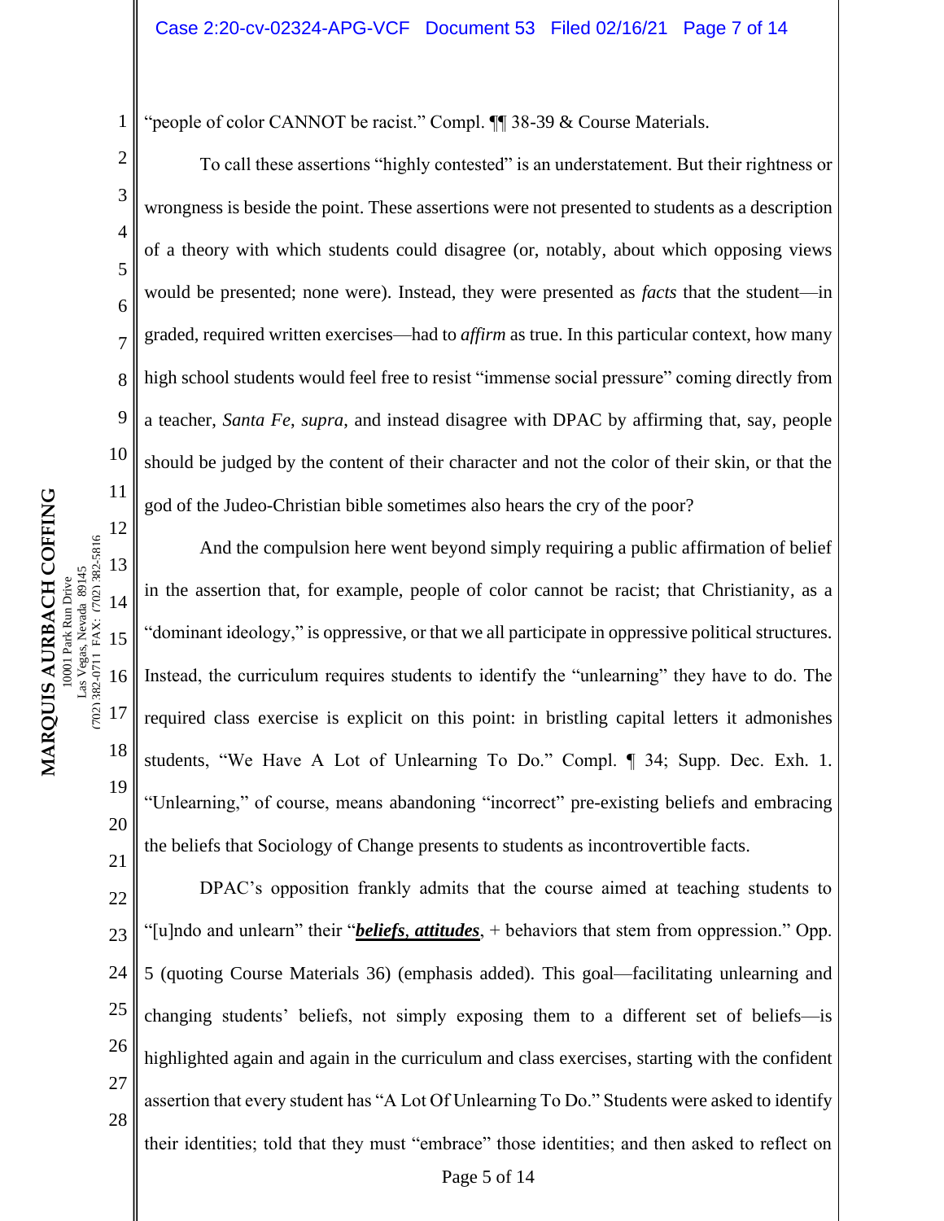"people of color CANNOT be racist." Compl. ¶¶ 38-39 & Course Materials.

To call these assertions "highly contested" is an understatement. But their rightness or wrongness is beside the point. These assertions were not presented to students as a description of a theory with which students could disagree (or, notably, about which opposing views would be presented; none were). Instead, they were presented as *facts* that the student—in graded, required written exercises—had to *affirm* as true. In this particular context, how many high school students would feel free to resist "immense social pressure" coming directly from a teacher, *Santa Fe*, *supra*, and instead disagree with DPAC by affirming that, say, people should be judged by the content of their character and not the color of their skin, or that the god of the Judeo-Christian bible sometimes also hears the cry of the poor?

And the compulsion here went beyond simply requiring a public affirmation of belief in the assertion that, for example, people of color cannot be racist; that Christianity, as a "dominant ideology," is oppressive, or that we all participate in oppressive political structures. Instead, the curriculum requires students to identify the "unlearning" they have to do. The required class exercise is explicit on this point: in bristling capital letters it admonishes students, "We Have A Lot of Unlearning To Do." Compl. ¶ 34; Supp. Dec. Exh. 1. "Unlearning," of course, means abandoning "incorrect" pre-existing beliefs and embracing the beliefs that Sociology of Change presents to students as incontrovertible facts.

DPAC's opposition frankly admits that the course aimed at teaching students to "[u]ndo and unlearn" their "***beliefs***, ***attitudes***, + behaviors that stem from oppression." Opp. 5 (quoting Course Materials 36) (emphasis added). This goal—facilitating unlearning and changing students' beliefs, not simply exposing them to a different set of beliefs—is highlighted again and again in the curriculum and class exercises, starting with the confident assertion that every student has "A Lot Of Unlearning To Do." Students were asked to identify their identities; told that they must "embrace" those identities; and then asked to reflect on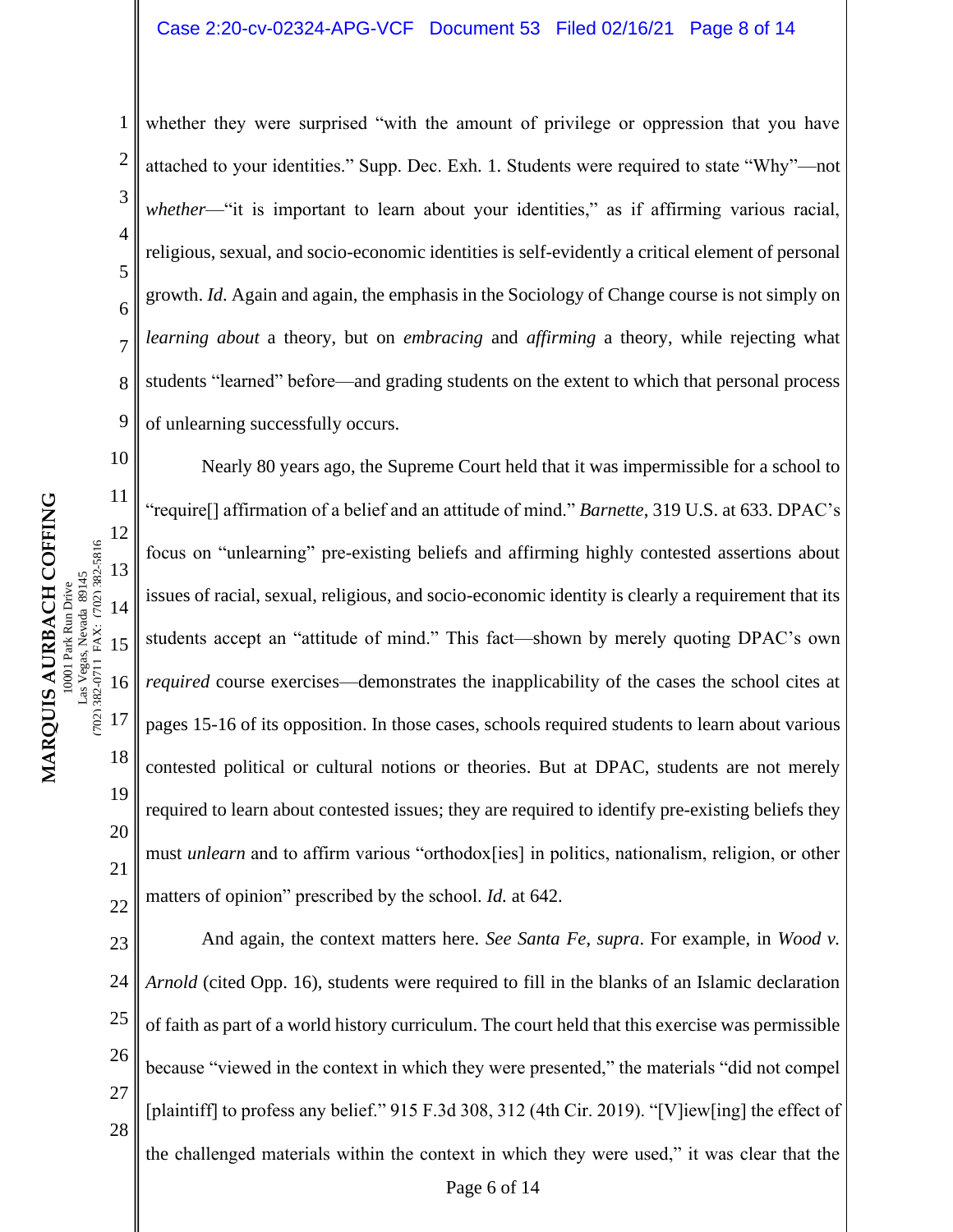whether they were surprised "with the amount of privilege or oppression that you have attached to your identities." Supp. Dec. Exh. 1. Students were required to state "Why"—not *whether*—"it is important to learn about your identities," as if affirming various racial, religious, sexual, and socio-economic identities is self-evidently a critical element of personal growth. *Id*. Again and again, the emphasis in the Sociology of Change course is not simply on *learning about* a theory, but on *embracing* and *affirming* a theory, while rejecting what students "learned" before—and grading students on the extent to which that personal process of unlearning successfully occurs.

Nearly 80 years ago, the Supreme Court held that it was impermissible for a school to "require[] affirmation of a belief and an attitude of mind." *Barnette*, 319 U.S. at 633. DPAC's focus on "unlearning" pre-existing beliefs and affirming highly contested assertions about issues of racial, sexual, religious, and socio-economic identity is clearly a requirement that its students accept an "attitude of mind." This fact—shown by merely quoting DPAC's own *required* course exercises—demonstrates the inapplicability of the cases the school cites at pages 15-16 of its opposition. In those cases, schools required students to learn about various contested political or cultural notions or theories. But at DPAC, students are not merely required to learn about contested issues; they are required to identify pre-existing beliefs they must *unlearn* and to affirm various "orthodox[ies] in politics, nationalism, religion, or other matters of opinion" prescribed by the school. *Id.* at 642.

And again, the context matters here. *See Santa Fe*, *supra*. For example, in *Wood v. Arnold* (cited Opp. 16), students were required to fill in the blanks of an Islamic declaration of faith as part of a world history curriculum. The court held that this exercise was permissible because "viewed in the context in which they were presented," the materials "did not compel [plaintiff] to profess any belief." 915 F.3d 308, 312 (4th Cir. 2019). "[V]iew[ing] the effect of the challenged materials within the context in which they were used," it was clear that the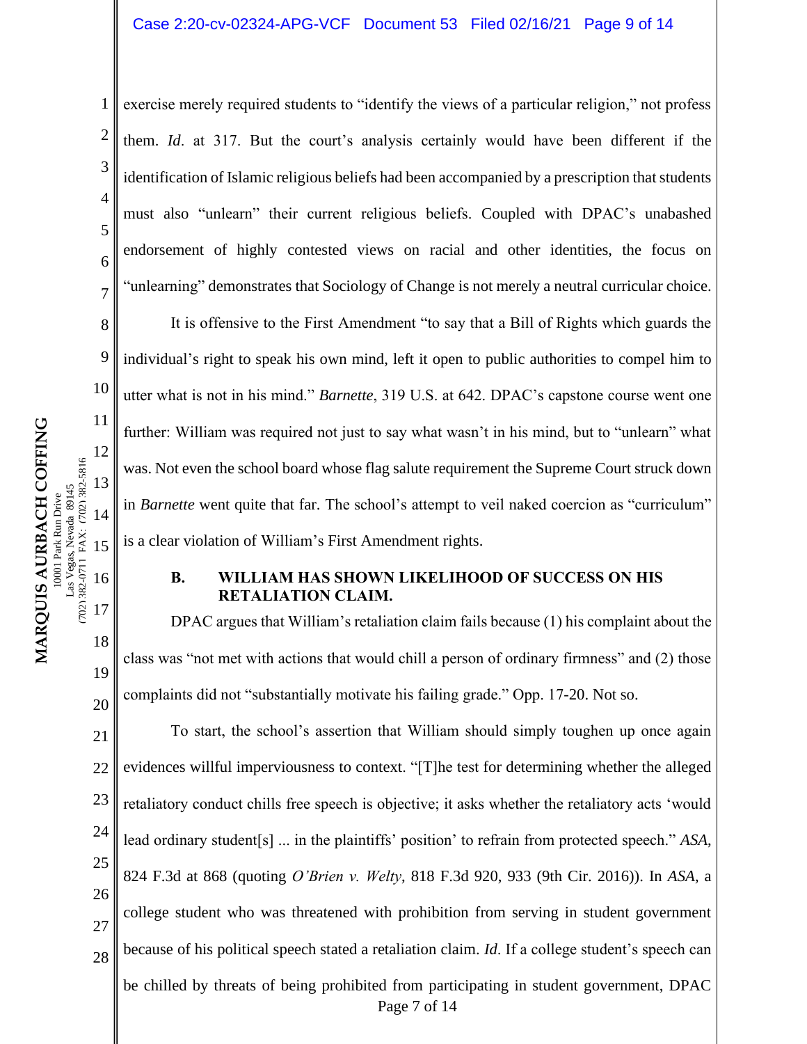exercise merely required students to "identify the views of a particular religion," not profess them. *Id*. at 317. But the court's analysis certainly would have been different if the identification of Islamic religious beliefs had been accompanied by a prescription that students must also "unlearn" their current religious beliefs. Coupled with DPAC's unabashed endorsement of highly contested views on racial and other identities, the focus on "unlearning" demonstrates that Sociology of Change is not merely a neutral curricular choice.

It is offensive to the First Amendment "to say that a Bill of Rights which guards the individual's right to speak his own mind, left it open to public authorities to compel him to utter what is not in his mind." *Barnette*, 319 U.S. at 642. DPAC's capstone course went one further: William was required not just to say what wasn't in his mind, but to "unlearn" what was. Not even the school board whose flag salute requirement the Supreme Court struck down in *Barnette* went quite that far. The school's attempt to veil naked coercion as "curriculum" is a clear violation of William's First Amendment rights.

### B. WILLIAM HAS SHOWN LIKELIHOOD OF SUCCESS ON HIS RETALIATION CLAIM.

DPAC argues that William's retaliation claim fails because (1) his complaint about the class was "not met with actions that would chill a person of ordinary firmness" and (2) those complaints did not "substantially motivate his failing grade." Opp. 17-20. Not so.

To start, the school's assertion that William should simply toughen up once again evidences willful imperviousness to context. "[T]he test for determining whether the alleged retaliatory conduct chills free speech is objective; it asks whether the retaliatory acts 'would lead ordinary student[s] ... in the plaintiffs' position' to refrain from protected speech." *ASA*, 824 F.3d at 868 (quoting *O'Brien v. Welty*, 818 F.3d 920, 933 (9th Cir. 2016)). In *ASA*, a college student who was threatened with prohibition from serving in student government because of his political speech stated a retaliation claim. *Id*. If a college student's speech can be chilled by threats of being prohibited from participating in student government, DPAC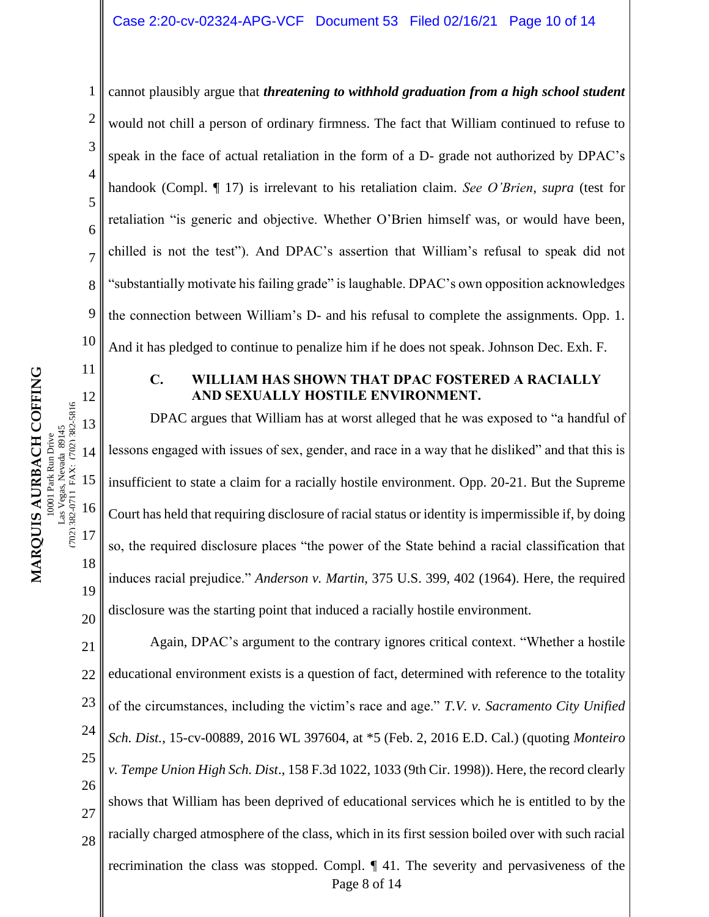cannot plausibly argue that ***threatening to withhold graduation from a high school student*** would not chill a person of ordinary firmness. The fact that William continued to refuse to speak in the face of actual retaliation in the form of a D- grade not authorized by DPAC's handook (Compl. ¶ 17) is irrelevant to his retaliation claim. *See O'Brien*, *supra* (test for retaliation "is generic and objective. Whether O'Brien himself was, or would have been, chilled is not the test"). And DPAC's assertion that William's refusal to speak did not "substantially motivate his failing grade" is laughable. DPAC's own opposition acknowledges the connection between William's D- and his refusal to complete the assignments. Opp. 1. And it has pledged to continue to penalize him if he does not speak. Johnson Dec. Exh. F.

### C. WILLIAM HAS SHOWN THAT DPAC FOSTERED A RACIALLY AND SEXUALLY HOSTILE ENVIRONMENT.

DPAC argues that William has at worst alleged that he was exposed to "a handful of lessons engaged with issues of sex, gender, and race in a way that he disliked" and that this is insufficient to state a claim for a racially hostile environment. Opp. 20-21. But the Supreme Court has held that requiring disclosure of racial status or identity is impermissible if, by doing so, the required disclosure places "the power of the State behind a racial classification that induces racial prejudice." *Anderson v. Martin*, 375 U.S. 399, 402 (1964). Here, the required disclosure was the starting point that induced a racially hostile environment.

Again, DPAC's argument to the contrary ignores critical context. "Whether a hostile educational environment exists is a question of fact, determined with reference to the totality of the circumstances, including the victim's race and age." *T.V. v. Sacramento City Unified Sch. Dist.*, 15-cv-00889, 2016 WL 397604, at *5 (Feb. 2, 2016 E.D. Cal.) (quoting *Monteiro v. Tempe Union High Sch. Dist*., 158 F.3d 1022, 1033 (9th Cir. 1998)). Here, the record clearly shows that William has been deprived of educational services which he is entitled to by the racially charged atmosphere of the class, which in its first session boiled over with such racial recrimination the class was stopped. Compl. ¶ 41. The severity and pervasiveness of the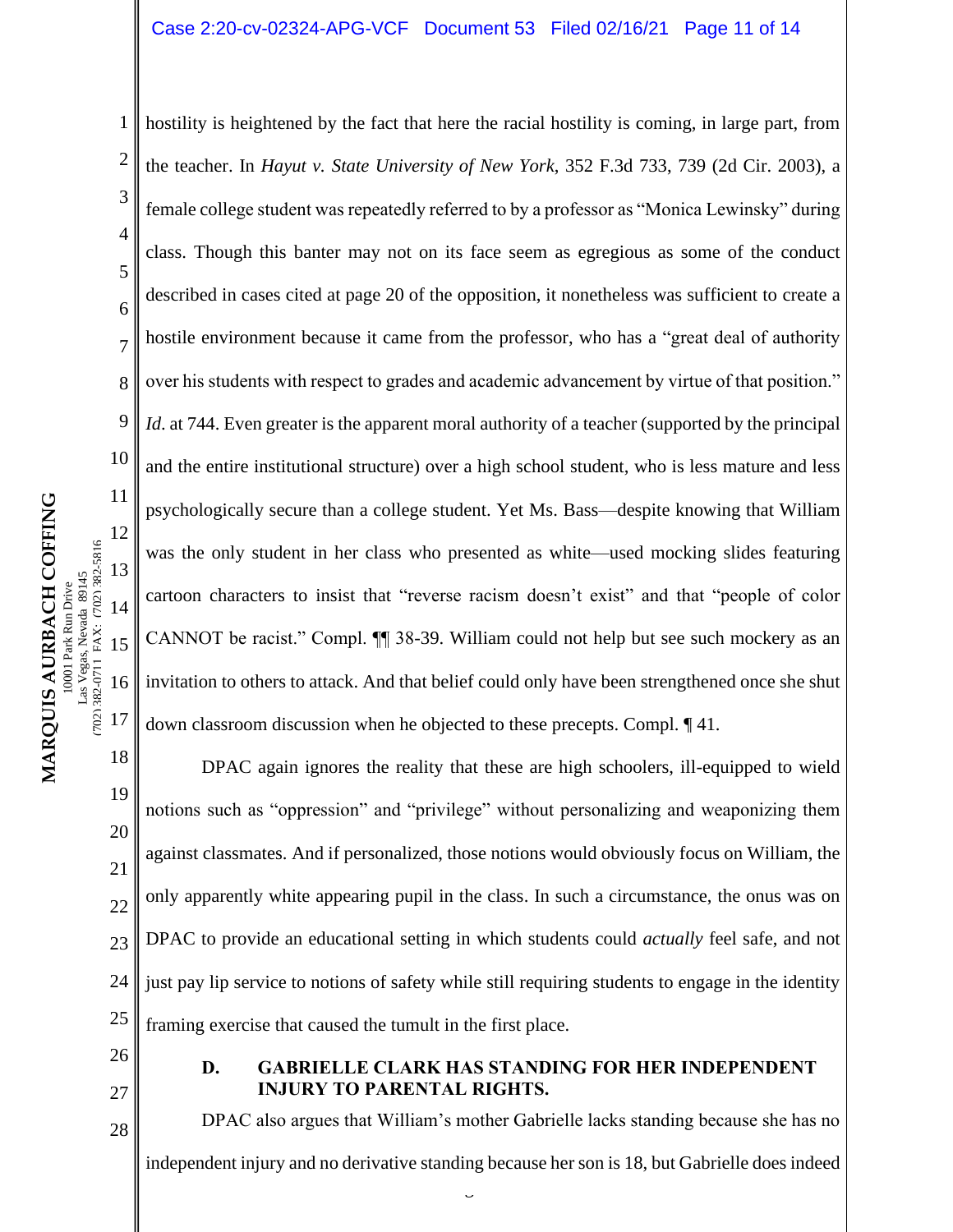hostility is heightened by the fact that here the racial hostility is coming, in large part, from the teacher. In *Hayut v. State University of New York*, 352 F.3d 733, 739 (2d Cir. 2003), a female college student was repeatedly referred to by a professor as "Monica Lewinsky" during class. Though this banter may not on its face seem as egregious as some of the conduct described in cases cited at page 20 of the opposition, it nonetheless was sufficient to create a hostile environment because it came from the professor, who has a "great deal of authority over his students with respect to grades and academic advancement by virtue of that position." *Id*. at 744. Even greater is the apparent moral authority of a teacher (supported by the principal and the entire institutional structure) over a high school student, who is less mature and less psychologically secure than a college student. Yet Ms. Bass—despite knowing that William was the only student in her class who presented as white—used mocking slides featuring cartoon characters to insist that "reverse racism doesn't exist" and that "people of color CANNOT be racist." Compl. ¶¶ 38-39. William could not help but see such mockery as an invitation to others to attack. And that belief could only have been strengthened once she shut down classroom discussion when he objected to these precepts. Compl. ¶ 41.

DPAC again ignores the reality that these are high schoolers, ill-equipped to wield notions such as "oppression" and "privilege" without personalizing and weaponizing them against classmates. And if personalized, those notions would obviously focus on William, the only apparently white appearing pupil in the class. In such a circumstance, the onus was on DPAC to provide an educational setting in which students could *actually* feel safe, and not just pay lip service to notions of safety while still requiring students to engage in the identity framing exercise that caused the tumult in the first place.

### D. GABRIELLE CLARK HAS STANDING FOR HER INDEPENDENT INJURY TO PARENTAL RIGHTS.

DPAC also argues that William's mother Gabrielle lacks standing because she has no independent injury and no derivative standing because her son is 18, but Gabrielle does indeed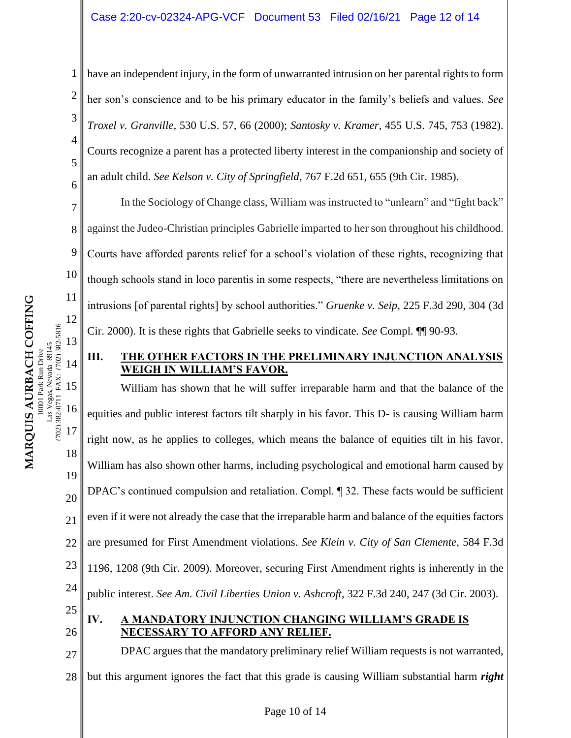have an independent injury, in the form of unwarranted intrusion on her parental rights to form her son's conscience and to be his primary educator in the family's beliefs and values. *See Troxel v. Granville*, 530 U.S. 57, 66 (2000); *Santosky v. Kramer*, 455 U.S. 745, 753 (1982). Courts recognize a parent has a protected liberty interest in the companionship and society of an adult child. *See Kelson v. City of Springfield*, 767 F.2d 651, 655 (9th Cir. 1985).

In the Sociology of Change class, William was instructed to "unlearn" and "fight back" against the Judeo-Christian principles Gabrielle imparted to her son throughout his childhood. Courts have afforded parents relief for a school's violation of these rights, recognizing that though schools stand in loco parentis in some respects, "there are nevertheless limitations on intrusions [of parental rights] by school authorities." *Gruenke v. Seip*, 225 F.3d 290, 304 (3d Cir. 2000). It is these rights that Gabrielle seeks to vindicate. *See* Compl. ¶¶ 90-93.

## III. THE OTHER FACTORS IN THE PRELIMINARY INJUNCTION ANALYSIS WEIGH IN WILLIAM'S FAVOR.

William has shown that he will suffer irreparable harm and that the balance of the equities and public interest factors tilt sharply in his favor. This D- is causing William harm right now, as he applies to colleges, which means the balance of equities tilt in his favor. William has also shown other harms, including psychological and emotional harm caused by DPAC's continued compulsion and retaliation. Compl. ¶ 32. These facts would be sufficient even if it were not already the case that the irreparable harm and balance of the equities factors are presumed for First Amendment violations. *See Klein v. City of San Clemente*, 584 F.3d 1196, 1208 (9th Cir. 2009). Moreover, securing First Amendment rights is inherently in the public interest. *See Am. Civil Liberties Union v. Ashcroft*, 322 F.3d 240, 247 (3d Cir. 2003).

## IV. A MANDATORY INJUNCTION CHANGING WILLIAM'S GRADE IS NECESSARY TO AFFORD ANY RELIEF.

DPAC argues that the mandatory preliminary relief William requests is not warranted, but this argument ignores the fact that this grade is causing William substantial harm ***right***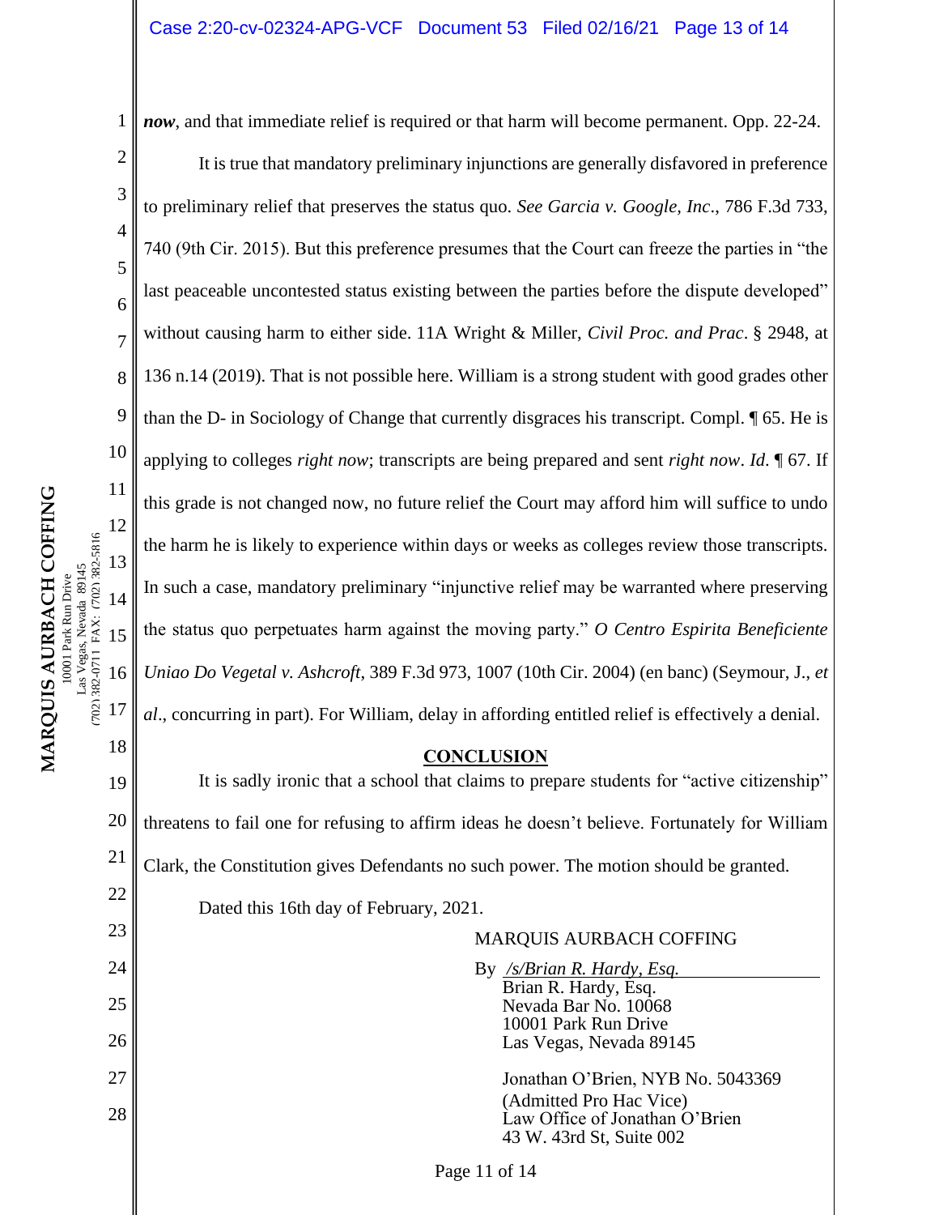***now***, and that immediate relief is required or that harm will become permanent. Opp. 22-24.

It is true that mandatory preliminary injunctions are generally disfavored in preference to preliminary relief that preserves the status quo. *See Garcia v. Google, Inc*., 786 F.3d 733, 740 (9th Cir. 2015). But this preference presumes that the Court can freeze the parties in "the last peaceable uncontested status existing between the parties before the dispute developed" without causing harm to either side. 11A Wright & Miller, *Civil Proc. and Prac*. § 2948, at 136 n.14 (2019). That is not possible here. William is a strong student with good grades other than the D- in Sociology of Change that currently disgraces his transcript. Compl. ¶ 65. He is applying to colleges *right now*; transcripts are being prepared and sent *right now*. *Id*. ¶ 67. If this grade is not changed now, no future relief the Court may afford him will suffice to undo the harm he is likely to experience within days or weeks as colleges review those transcripts. In such a case, mandatory preliminary "injunctive relief may be warranted where preserving the status quo perpetuates harm against the moving party." *O Centro Espirita Beneficiente Uniao Do Vegetal v. Ashcroft*, 389 F.3d 973, 1007 (10th Cir. 2004) (en banc) (Seymour, J., *et al*., concurring in part). For William, delay in affording entitled relief is effectively a denial.

## CONCLUSION

It is sadly ironic that a school that claims to prepare students for "active citizenship" threatens to fail one for refusing to affirm ideas he doesn't believe. Fortunately for William Clark, the Constitution gives Defendants no such power. The motion should be granted.

Dated this 16th day of February, 2021.

MARQUIS AURBACH COFFING

By */s/Brian R. Hardy, Esq.*
Brian R. Hardy, Esq.
Nevada Bar No. 10068
10001 Park Run Drive
Las Vegas, Nevada 89145

Jonathan O'Brien, NYB No. 5043369
(Admitted Pro Hac Vice)
Law Office of Jonathan O'Brien
43 W. 43rd St, Suite 002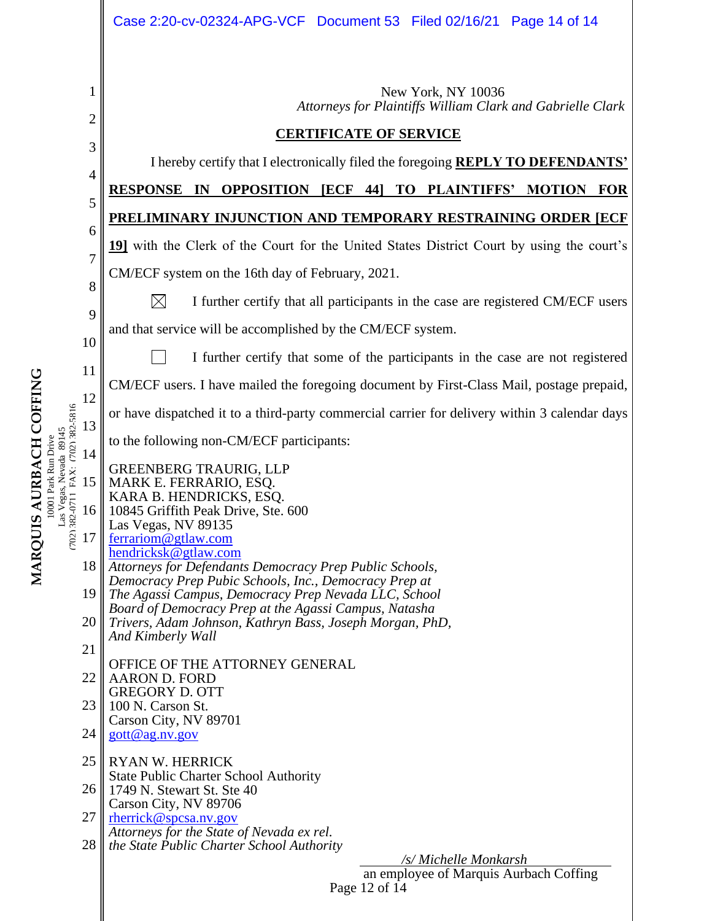New York, NY 10036
*Attorneys for Plaintiffs William Clark and Gabrielle Clark*

**CERTIFICATE OF SERVICE**

I hereby certify that I electronically filed the foregoing **REPLY TO DEFENDANTS' RESPONSE IN OPPOSITION [ECF 44] TO PLAINTIFFS' MOTION FOR PRELIMINARY INJUNCTION AND TEMPORARY RESTRAINING ORDER [ECF 19]** with the Clerk of the Court for the United States District Court by using the court's CM/ECF system on the 16th day of February, 2021.

☒ I further certify that all participants in the case are registered CM/ECF users and that service will be accomplished by the CM/ECF system.

☐ I further certify that some of the participants in the case are not registered CM/ECF users. I have mailed the foregoing document by First-Class Mail, postage prepaid, or have dispatched it to a third-party commercial carrier for delivery within 3 calendar days to the following non-CM/ECF participants:

GREENBERG TRAURIG, LLP
MARK E. FERRARIO, ESQ.
KARA B. HENDRICKS, ESQ.
10845 Griffith Peak Drive, Ste. 600
Las Vegas, NV 89135
ferrariom@gtlaw.com
hendricksk@gtlaw.com
*Attorneys for Defendants Democracy Prep Public Schools, Democracy Prep Pubic Schools, Inc., Democracy Prep at The Agassi Campus, Democracy Prep Nevada LLC, School Board of Democracy Prep at the Agassi Campus, Natasha Trivers, Adam Johnson, Kathryn Bass, Joseph Morgan, PhD, And Kimberly Wall*

OFFICE OF THE ATTORNEY GENERAL
AARON D. FORD
GREGORY D. OTT
100 N. Carson St.
Carson City, NV 89701
gott@ag.nv.gov

RYAN W. HERRICK
State Public Charter School Authority
1749 N. Stewart St. Ste 40
Carson City, NV 89706
rherrick@spcsa.nv.gov
*Attorneys for the State of Nevada ex rel. the State Public Charter School Authority*

*/s/ Michelle Monkarsh*
an employee of Marquis Aurbach Coffing